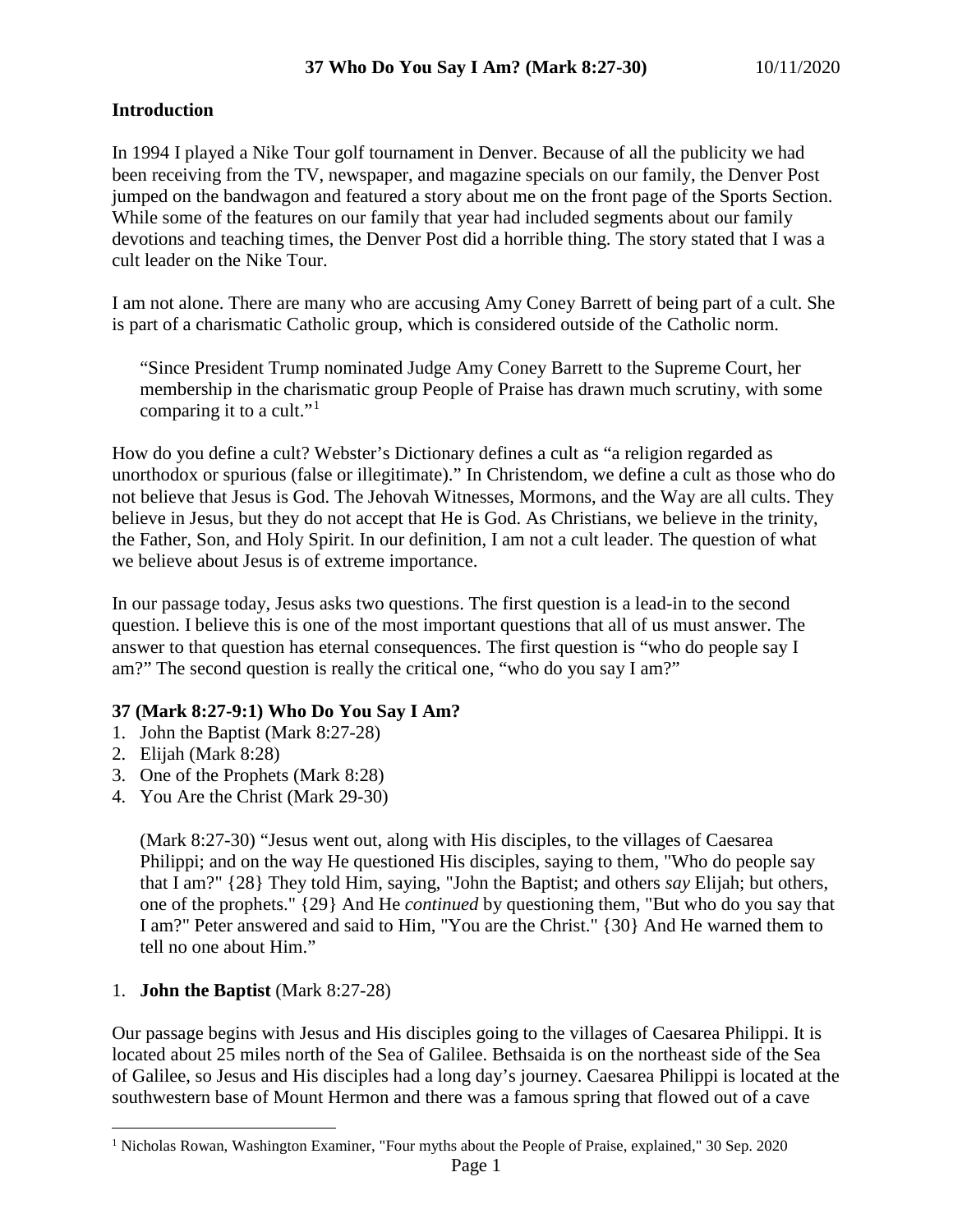# 37 Who Do You Say I Am? (Mark 8:27-30)

10/11/2020

## Introduction

In 1994 I played a Nike Tour golf tournament in Denver. Because of all the publicity we had been receiving from the TV, newspaper, and magazine specials on our family, the Denver Post jumped on the bandwagon and featured a story about me on the front page of the Sports Section. While some of the features on our family that year had included segments about our family devotions and teaching times, the Denver Post did a horrible thing. The story stated that I was a cult leader on the Nike Tour.

I am not alone. There are many who are accusing Amy Coney Barrett of being part of a cult. She is part of a charismatic Catholic group, which is considered outside of the Catholic norm.

> "Since President Trump nominated Judge Amy Coney Barrett to the Supreme Court, her membership in the charismatic group People of Praise has drawn much scrutiny, with some comparing it to a cult."[1]

How do you define a cult? Webster's Dictionary defines a cult as "a religion regarded as unorthodox or spurious (false or illegitimate)." In Christendom, we define a cult as those who do not believe that Jesus is God. The Jehovah Witnesses, Mormons, and the Way are all cults. They believe in Jesus, but they do not accept that He is God. As Christians, we believe in the trinity, the Father, Son, and Holy Spirit. In our definition, I am not a cult leader. The question of what we believe about Jesus is of extreme importance.

In our passage today, Jesus asks two questions. The first question is a lead-in to the second question. I believe this is one of the most important questions that all of us must answer. The answer to that question has eternal consequences. The first question is "who do people say I am?" The second question is really the critical one, "who do you say I am?"

### 37 (Mark 8:27-9:1) Who Do You Say I Am?

1. John the Baptist (Mark 8:27-28)
2. Elijah (Mark 8:28)
3. One of the Prophets (Mark 8:28)
4. You Are the Christ (Mark 29-30)

> (Mark 8:27-30) "Jesus went out, along with His disciples, to the villages of Caesarea Philippi; and on the way He questioned His disciples, saying to them, "Who do people say that I am?" {28} They told Him, saying, "John the Baptist; and others *say* Elijah; but others, one of the prophets." {29} And He *continued* by questioning them, "But who do you say that I am?" Peter answered and said to Him, "You are the Christ." {30} And He warned them to tell no one about Him."

1. **John the Baptist** (Mark 8:27-28)

Our passage begins with Jesus and His disciples going to the villages of Caesarea Philippi. It is located about 25 miles north of the Sea of Galilee. Bethsaida is on the northeast side of the Sea of Galilee, so Jesus and His disciples had a long day's journey. Caesarea Philippi is located at the southwestern base of Mount Hermon and there was a famous spring that flowed out of a cave

---

[1] Nicholas Rowan, Washington Examiner, "Four myths about the People of Praise, explained," 30 Sep. 2020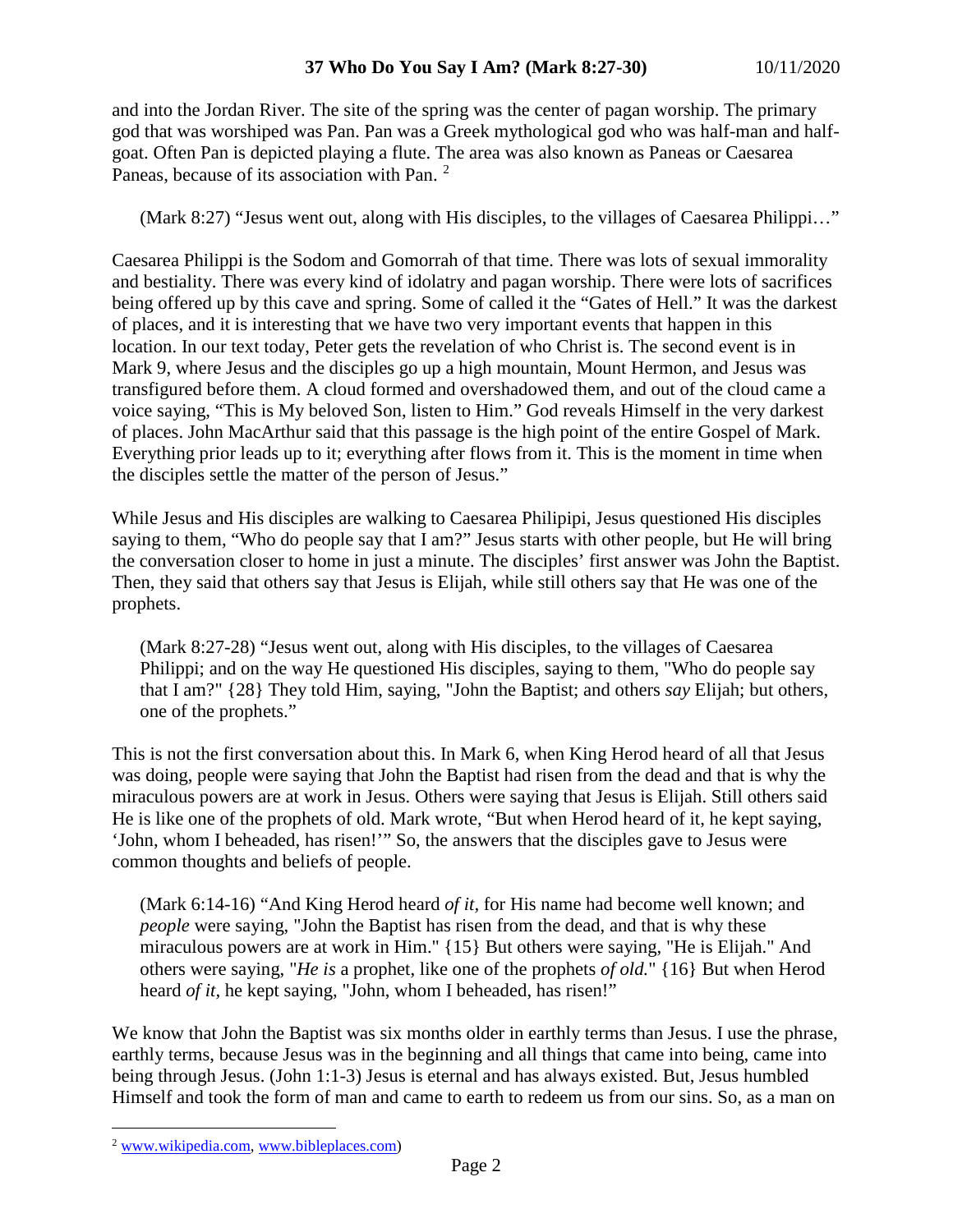and into the Jordan River. The site of the spring was the center of pagan worship. The primary god that was worshiped was Pan. Pan was a Greek mythological god who was half-man and half-goat. Often Pan is depicted playing a flute. The area was also known as Paneas or Caesarea Paneas, because of its association with Pan. [2]

> (Mark 8:27) "Jesus went out, along with His disciples, to the villages of Caesarea Philippi…"

Caesarea Philippi is the Sodom and Gomorrah of that time. There was lots of sexual immorality and bestiality. There was every kind of idolatry and pagan worship. There were lots of sacrifices being offered up by this cave and spring. Some of called it the "Gates of Hell." It was the darkest of places, and it is interesting that we have two very important events that happen in this location. In our text today, Peter gets the revelation of who Christ is. The second event is in Mark 9, where Jesus and the disciples go up a high mountain, Mount Hermon, and Jesus was transfigured before them. A cloud formed and overshadowed them, and out of the cloud came a voice saying, "This is My beloved Son, listen to Him." God reveals Himself in the very darkest of places. John MacArthur said that this passage is the high point of the entire Gospel of Mark. Everything prior leads up to it; everything after flows from it. This is the moment in time when the disciples settle the matter of the person of Jesus."

While Jesus and His disciples are walking to Caesarea Philipipi, Jesus questioned His disciples saying to them, "Who do people say that I am?" Jesus starts with other people, but He will bring the conversation closer to home in just a minute. The disciples' first answer was John the Baptist. Then, they said that others say that Jesus is Elijah, while still others say that He was one of the prophets.

> (Mark 8:27-28) "Jesus went out, along with His disciples, to the villages of Caesarea Philippi; and on the way He questioned His disciples, saying to them, "Who do people say that I am?" {28} They told Him, saying, "John the Baptist; and others *say* Elijah; but others, one of the prophets."

This is not the first conversation about this. In Mark 6, when King Herod heard of all that Jesus was doing, people were saying that John the Baptist had risen from the dead and that is why the miraculous powers are at work in Jesus. Others were saying that Jesus is Elijah. Still others said He is like one of the prophets of old. Mark wrote, "But when Herod heard of it, he kept saying, 'John, whom I beheaded, has risen!'" So, the answers that the disciples gave to Jesus were common thoughts and beliefs of people.

> (Mark 6:14-16) "And King Herod heard *of it,* for His name had become well known; and *people* were saying, "John the Baptist has risen from the dead, and that is why these miraculous powers are at work in Him." {15} But others were saying, "He is Elijah." And others were saying, "*He is* a prophet, like one of the prophets *of old.*" {16} But when Herod heard *of it,* he kept saying, "John, whom I beheaded, has risen!"

We know that John the Baptist was six months older in earthly terms than Jesus. I use the phrase, earthly terms, because Jesus was in the beginning and all things that came into being, came into being through Jesus. (John 1:1-3) Jesus is eternal and has always existed. But, Jesus humbled Himself and took the form of man and came to earth to redeem us from our sins. So, as a man on

---

[2] www.wikipedia.com, www.bibleplaces.com)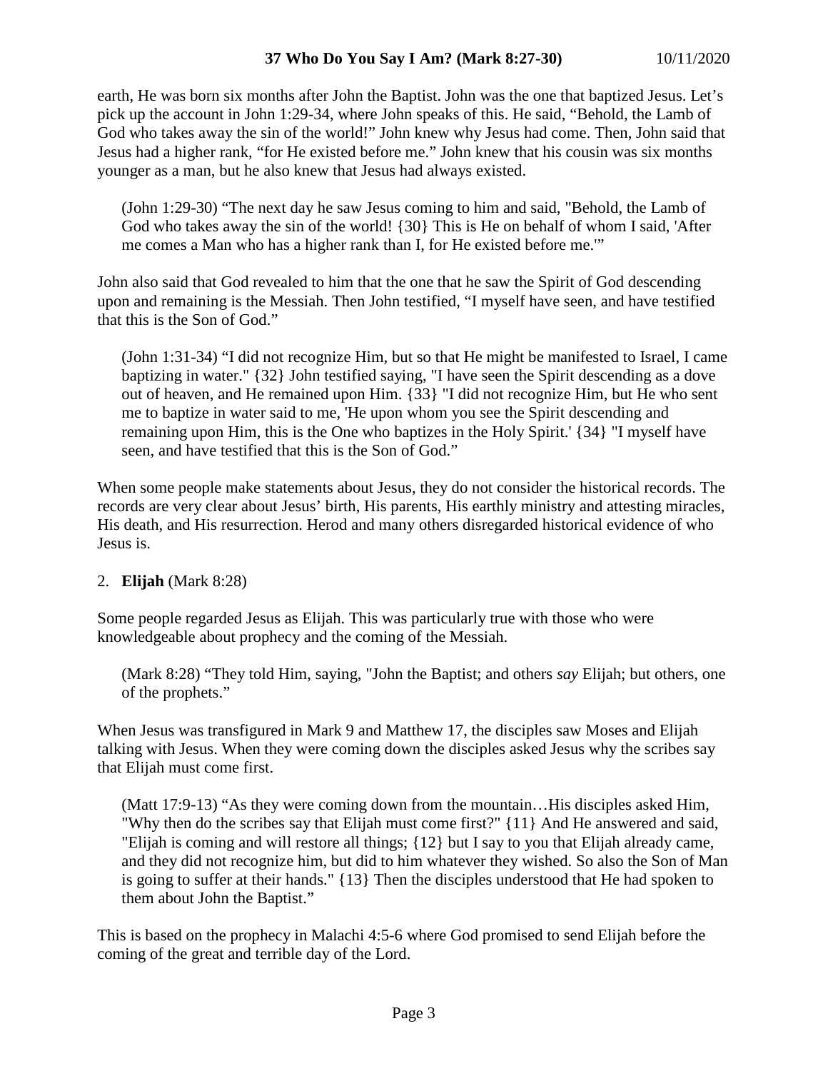earth, He was born six months after John the Baptist. John was the one that baptized Jesus. Let's pick up the account in John 1:29-34, where John speaks of this. He said, "Behold, the Lamb of God who takes away the sin of the world!" John knew why Jesus had come. Then, John said that Jesus had a higher rank, "for He existed before me." John knew that his cousin was six months younger as a man, but he also knew that Jesus had always existed.

> (John 1:29-30) "The next day he saw Jesus coming to him and said, "Behold, the Lamb of God who takes away the sin of the world! {30} This is He on behalf of whom I said, 'After me comes a Man who has a higher rank than I, for He existed before me.'"

John also said that God revealed to him that the one that he saw the Spirit of God descending upon and remaining is the Messiah. Then John testified, "I myself have seen, and have testified that this is the Son of God."

> (John 1:31-34) "I did not recognize Him, but so that He might be manifested to Israel, I came baptizing in water." {32} John testified saying, "I have seen the Spirit descending as a dove out of heaven, and He remained upon Him. {33} "I did not recognize Him, but He who sent me to baptize in water said to me, 'He upon whom you see the Spirit descending and remaining upon Him, this is the One who baptizes in the Holy Spirit.' {34} "I myself have seen, and have testified that this is the Son of God."

When some people make statements about Jesus, they do not consider the historical records. The records are very clear about Jesus' birth, His parents, His earthly ministry and attesting miracles, His death, and His resurrection. Herod and many others disregarded historical evidence of who Jesus is.

2. **Elijah** (Mark 8:28)

Some people regarded Jesus as Elijah. This was particularly true with those who were knowledgeable about prophecy and the coming of the Messiah.

> (Mark 8:28) "They told Him, saying, "John the Baptist; and others *say* Elijah; but others, one of the prophets."

When Jesus was transfigured in Mark 9 and Matthew 17, the disciples saw Moses and Elijah talking with Jesus. When they were coming down the disciples asked Jesus why the scribes say that Elijah must come first.

> (Matt 17:9-13) "As they were coming down from the mountain…His disciples asked Him, "Why then do the scribes say that Elijah must come first?" {11} And He answered and said, "Elijah is coming and will restore all things; {12} but I say to you that Elijah already came, and they did not recognize him, but did to him whatever they wished. So also the Son of Man is going to suffer at their hands." {13} Then the disciples understood that He had spoken to them about John the Baptist."

This is based on the prophecy in Malachi 4:5-6 where God promised to send Elijah before the coming of the great and terrible day of the Lord.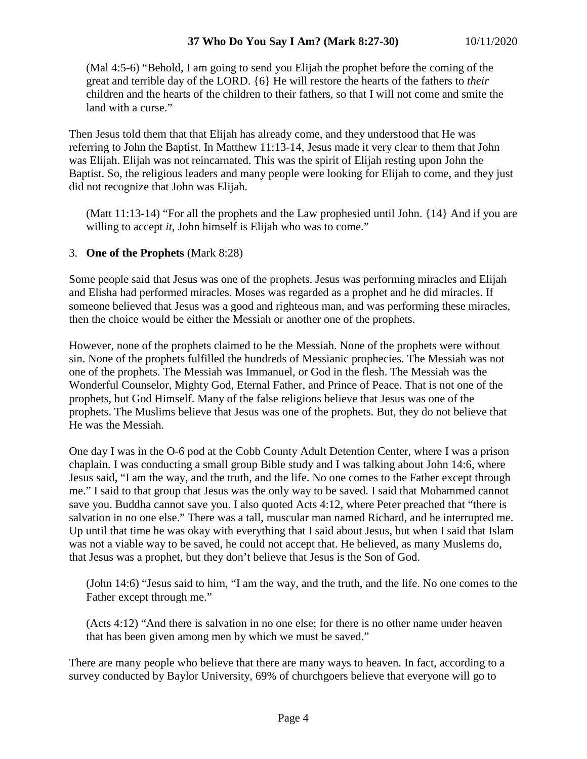(Mal 4:5-6) "Behold, I am going to send you Elijah the prophet before the coming of the great and terrible day of the LORD. {6} He will restore the hearts of the fathers to *their* children and the hearts of the children to their fathers, so that I will not come and smite the land with a curse."

Then Jesus told them that that Elijah has already come, and they understood that He was referring to John the Baptist. In Matthew 11:13-14, Jesus made it very clear to them that John was Elijah. Elijah was not reincarnated. This was the spirit of Elijah resting upon John the Baptist. So, the religious leaders and many people were looking for Elijah to come, and they just did not recognize that John was Elijah.

(Matt 11:13-14) "For all the prophets and the Law prophesied until John. {14} And if you are willing to accept *it,* John himself is Elijah who was to come."

3. **One of the Prophets** (Mark 8:28)

Some people said that Jesus was one of the prophets. Jesus was performing miracles and Elijah and Elisha had performed miracles. Moses was regarded as a prophet and he did miracles. If someone believed that Jesus was a good and righteous man, and was performing these miracles, then the choice would be either the Messiah or another one of the prophets.

However, none of the prophets claimed to be the Messiah. None of the prophets were without sin. None of the prophets fulfilled the hundreds of Messianic prophecies. The Messiah was not one of the prophets. The Messiah was Immanuel, or God in the flesh. The Messiah was the Wonderful Counselor, Mighty God, Eternal Father, and Prince of Peace. That is not one of the prophets, but God Himself. Many of the false religions believe that Jesus was one of the prophets. The Muslims believe that Jesus was one of the prophets. But, they do not believe that He was the Messiah.

One day I was in the O-6 pod at the Cobb County Adult Detention Center, where I was a prison chaplain. I was conducting a small group Bible study and I was talking about John 14:6, where Jesus said, "I am the way, and the truth, and the life. No one comes to the Father except through me." I said to that group that Jesus was the only way to be saved. I said that Mohammed cannot save you. Buddha cannot save you. I also quoted Acts 4:12, where Peter preached that "there is salvation in no one else." There was a tall, muscular man named Richard, and he interrupted me. Up until that time he was okay with everything that I said about Jesus, but when I said that Islam was not a viable way to be saved, he could not accept that. He believed, as many Muslems do, that Jesus was a prophet, but they don't believe that Jesus is the Son of God.

(John 14:6) "Jesus said to him, "I am the way, and the truth, and the life. No one comes to the Father except through me."

(Acts 4:12) "And there is salvation in no one else; for there is no other name under heaven that has been given among men by which we must be saved."

There are many people who believe that there are many ways to heaven. In fact, according to a survey conducted by Baylor University, 69% of churchgoers believe that everyone will go to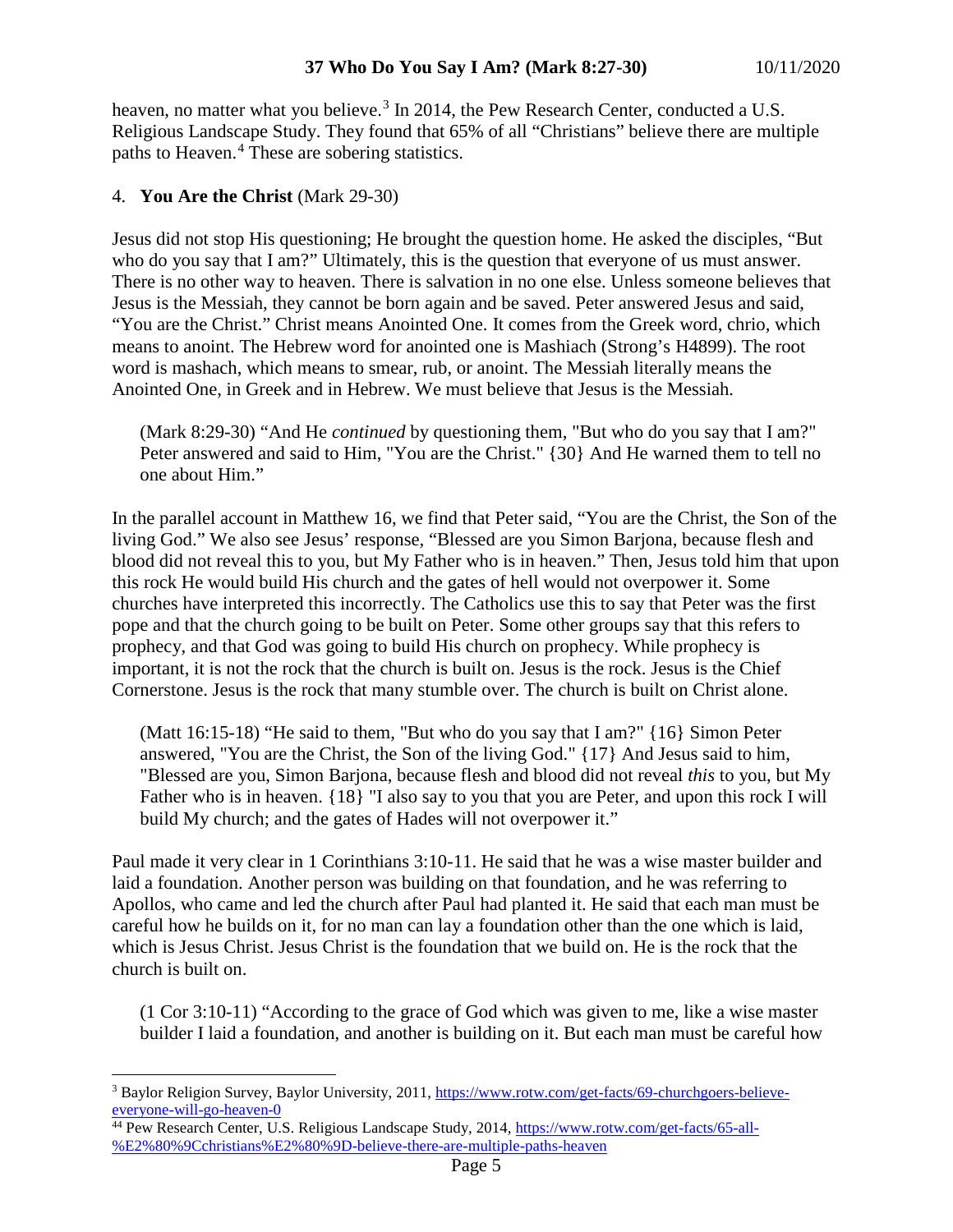heaven, no matter what you believe.[3] In 2014, the Pew Research Center, conducted a U.S. Religious Landscape Study. They found that 65% of all "Christians" believe there are multiple paths to Heaven.[4] These are sobering statistics.

4. **You Are the Christ** (Mark 29-30)

Jesus did not stop His questioning; He brought the question home. He asked the disciples, "But who do you say that I am?" Ultimately, this is the question that everyone of us must answer. There is no other way to heaven. There is salvation in no one else. Unless someone believes that Jesus is the Messiah, they cannot be born again and be saved. Peter answered Jesus and said, "You are the Christ." Christ means Anointed One. It comes from the Greek word, chrio, which means to anoint. The Hebrew word for anointed one is Mashiach (Strong's H4899). The root word is mashach, which means to smear, rub, or anoint. The Messiah literally means the Anointed One, in Greek and in Hebrew. We must believe that Jesus is the Messiah.

> (Mark 8:29-30) "And He *continued* by questioning them, "But who do you say that I am?" Peter answered and said to Him, "You are the Christ." {30} And He warned them to tell no one about Him."

In the parallel account in Matthew 16, we find that Peter said, "You are the Christ, the Son of the living God." We also see Jesus' response, "Blessed are you Simon Barjona, because flesh and blood did not reveal this to you, but My Father who is in heaven." Then, Jesus told him that upon this rock He would build His church and the gates of hell would not overpower it. Some churches have interpreted this incorrectly. The Catholics use this to say that Peter was the first pope and that the church going to be built on Peter. Some other groups say that this refers to prophecy, and that God was going to build His church on prophecy. While prophecy is important, it is not the rock that the church is built on. Jesus is the rock. Jesus is the Chief Cornerstone. Jesus is the rock that many stumble over. The church is built on Christ alone.

> (Matt 16:15-18) "He said to them, "But who do you say that I am?" {16} Simon Peter answered, "You are the Christ, the Son of the living God." {17} And Jesus said to him, "Blessed are you, Simon Barjona, because flesh and blood did not reveal *this* to you, but My Father who is in heaven. {18} "I also say to you that you are Peter, and upon this rock I will build My church; and the gates of Hades will not overpower it."

Paul made it very clear in 1 Corinthians 3:10-11. He said that he was a wise master builder and laid a foundation. Another person was building on that foundation, and he was referring to Apollos, who came and led the church after Paul had planted it. He said that each man must be careful how he builds on it, for no man can lay a foundation other than the one which is laid, which is Jesus Christ. Jesus Christ is the foundation that we build on. He is the rock that the church is built on.

> (1 Cor 3:10-11) "According to the grace of God which was given to me, like a wise master builder I laid a foundation, and another is building on it. But each man must be careful how

---

[3] Baylor Religion Survey, Baylor University, 2011, https://www.rotw.com/get-facts/69-churchgoers-believe-everyone-will-go-heaven-0

[4] Pew Research Center, U.S. Religious Landscape Study, 2014, https://www.rotw.com/get-facts/65-all-%E2%80%9Cchristians%E2%80%9D-believe-there-are-multiple-paths-heaven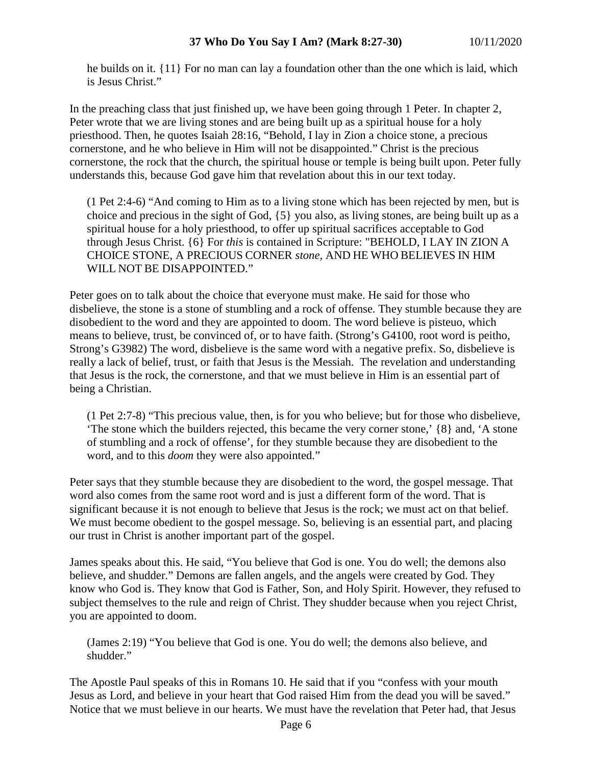> he builds on it. {11} For no man can lay a foundation other than the one which is laid, which is Jesus Christ."

In the preaching class that just finished up, we have been going through 1 Peter. In chapter 2, Peter wrote that we are living stones and are being built up as a spiritual house for a holy priesthood. Then, he quotes Isaiah 28:16, "Behold, I lay in Zion a choice stone, a precious cornerstone, and he who believe in Him will not be disappointed." Christ is the precious cornerstone, the rock that the church, the spiritual house or temple is being built upon. Peter fully understands this, because God gave him that revelation about this in our text today.

> (1 Pet 2:4-6) "And coming to Him as to a living stone which has been rejected by men, but is choice and precious in the sight of God, {5} you also, as living stones, are being built up as a spiritual house for a holy priesthood, to offer up spiritual sacrifices acceptable to God through Jesus Christ. {6} For *this* is contained in Scripture: "BEHOLD, I LAY IN ZION A CHOICE STONE, A PRECIOUS CORNER *stone,* AND HE WHO BELIEVES IN HIM WILL NOT BE DISAPPOINTED."

Peter goes on to talk about the choice that everyone must make. He said for those who disbelieve, the stone is a stone of stumbling and a rock of offense. They stumble because they are disobedient to the word and they are appointed to doom. The word believe is pisteuo, which means to believe, trust, be convinced of, or to have faith. (Strong's G4100, root word is peitho, Strong's G3982) The word, disbelieve is the same word with a negative prefix. So, disbelieve is really a lack of belief, trust, or faith that Jesus is the Messiah. The revelation and understanding that Jesus is the rock, the cornerstone, and that we must believe in Him is an essential part of being a Christian.

> (1 Pet 2:7-8) "This precious value, then, is for you who believe; but for those who disbelieve, 'The stone which the builders rejected, this became the very corner stone,' {8} and, 'A stone of stumbling and a rock of offense', for they stumble because they are disobedient to the word, and to this *doom* they were also appointed."

Peter says that they stumble because they are disobedient to the word, the gospel message. That word also comes from the same root word and is just a different form of the word. That is significant because it is not enough to believe that Jesus is the rock; we must act on that belief. We must become obedient to the gospel message. So, believing is an essential part, and placing our trust in Christ is another important part of the gospel.

James speaks about this. He said, "You believe that God is one. You do well; the demons also believe, and shudder." Demons are fallen angels, and the angels were created by God. They know who God is. They know that God is Father, Son, and Holy Spirit. However, they refused to subject themselves to the rule and reign of Christ. They shudder because when you reject Christ, you are appointed to doom.

> (James 2:19) "You believe that God is one. You do well; the demons also believe, and shudder."

The Apostle Paul speaks of this in Romans 10. He said that if you "confess with your mouth Jesus as Lord, and believe in your heart that God raised Him from the dead you will be saved." Notice that we must believe in our hearts. We must have the revelation that Peter had, that Jesus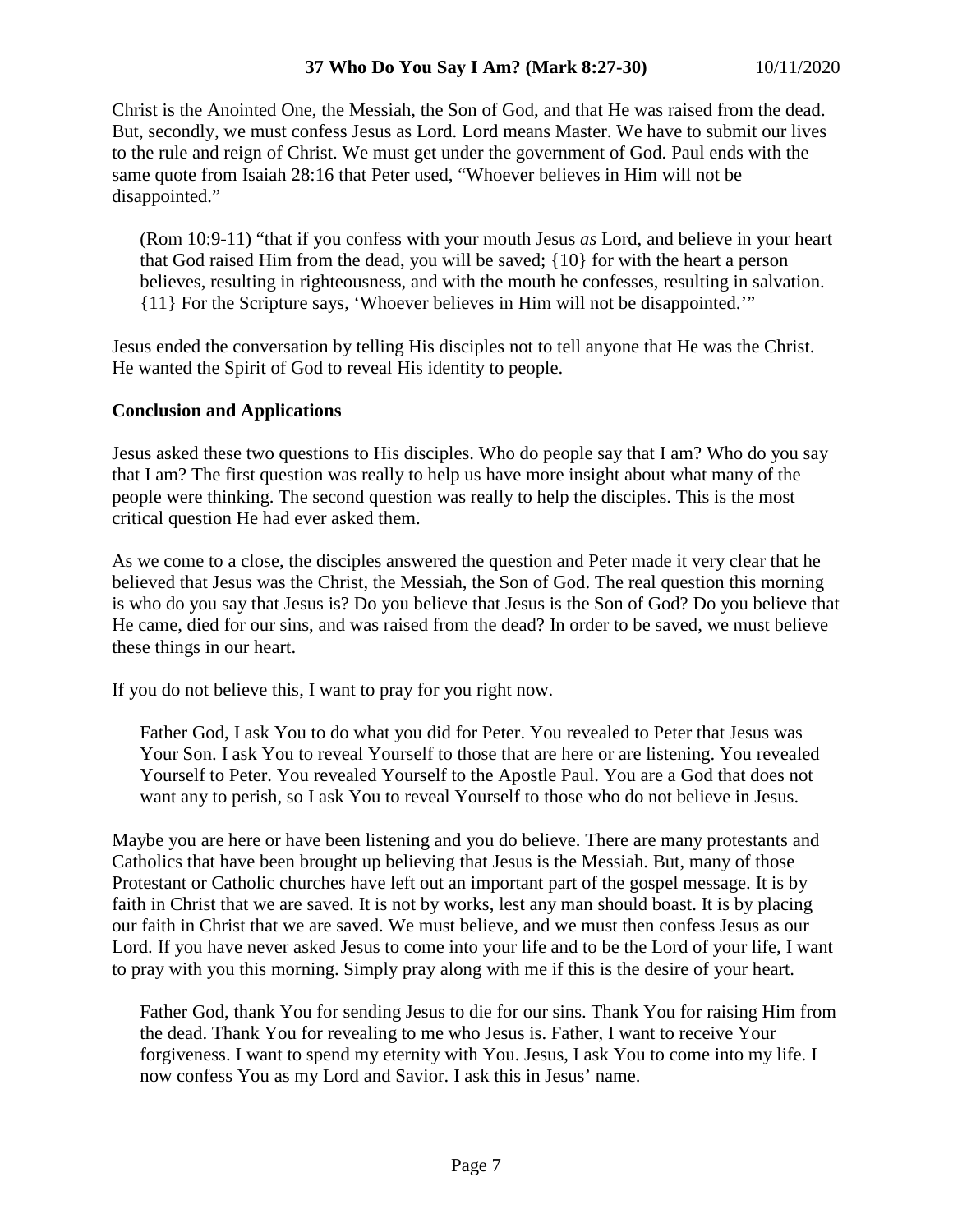Christ is the Anointed One, the Messiah, the Son of God, and that He was raised from the dead. But, secondly, we must confess Jesus as Lord. Lord means Master. We have to submit our lives to the rule and reign of Christ. We must get under the government of God. Paul ends with the same quote from Isaiah 28:16 that Peter used, "Whoever believes in Him will not be disappointed."

> (Rom 10:9-11) "that if you confess with your mouth Jesus *as* Lord, and believe in your heart that God raised Him from the dead, you will be saved; {10} for with the heart a person believes, resulting in righteousness, and with the mouth he confesses, resulting in salvation. {11} For the Scripture says, 'Whoever believes in Him will not be disappointed.'"

Jesus ended the conversation by telling His disciples not to tell anyone that He was the Christ. He wanted the Spirit of God to reveal His identity to people.

**Conclusion and Applications**

Jesus asked these two questions to His disciples. Who do people say that I am? Who do you say that I am? The first question was really to help us have more insight about what many of the people were thinking. The second question was really to help the disciples. This is the most critical question He had ever asked them.

As we come to a close, the disciples answered the question and Peter made it very clear that he believed that Jesus was the Christ, the Messiah, the Son of God. The real question this morning is who do you say that Jesus is? Do you believe that Jesus is the Son of God? Do you believe that He came, died for our sins, and was raised from the dead? In order to be saved, we must believe these things in our heart.

If you do not believe this, I want to pray for you right now.

> Father God, I ask You to do what you did for Peter. You revealed to Peter that Jesus was Your Son. I ask You to reveal Yourself to those that are here or are listening. You revealed Yourself to Peter. You revealed Yourself to the Apostle Paul. You are a God that does not want any to perish, so I ask You to reveal Yourself to those who do not believe in Jesus.

Maybe you are here or have been listening and you do believe. There are many protestants and Catholics that have been brought up believing that Jesus is the Messiah. But, many of those Protestant or Catholic churches have left out an important part of the gospel message. It is by faith in Christ that we are saved. It is not by works, lest any man should boast. It is by placing our faith in Christ that we are saved. We must believe, and we must then confess Jesus as our Lord. If you have never asked Jesus to come into your life and to be the Lord of your life, I want to pray with you this morning. Simply pray along with me if this is the desire of your heart.

> Father God, thank You for sending Jesus to die for our sins. Thank You for raising Him from the dead. Thank You for revealing to me who Jesus is. Father, I want to receive Your forgiveness. I want to spend my eternity with You. Jesus, I ask You to come into my life. I now confess You as my Lord and Savior. I ask this in Jesus' name.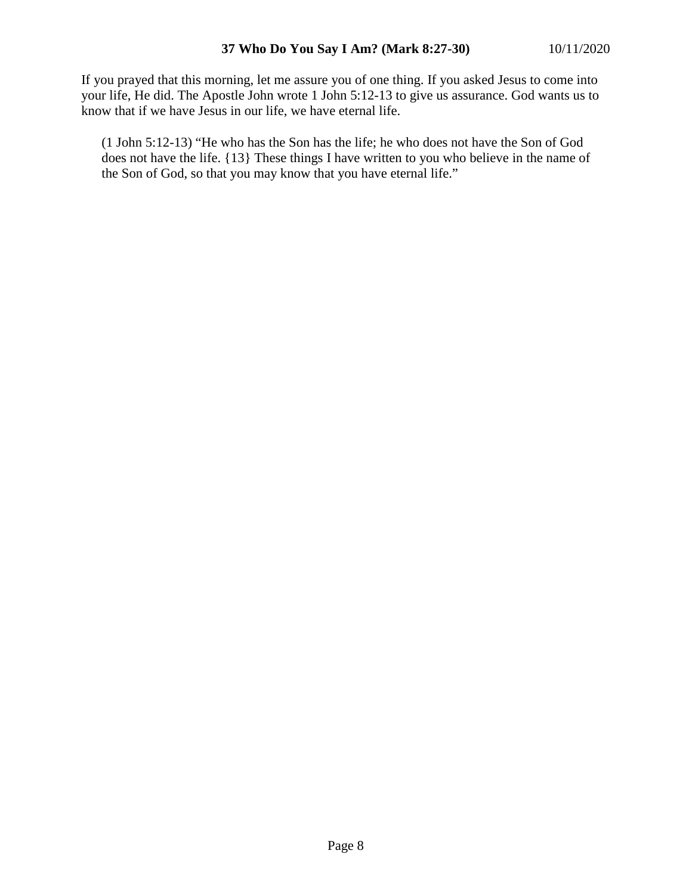If you prayed that this morning, let me assure you of one thing. If you asked Jesus to come into your life, He did. The Apostle John wrote 1 John 5:12-13 to give us assurance. God wants us to know that if we have Jesus in our life, we have eternal life.

> (1 John 5:12-13) "He who has the Son has the life; he who does not have the Son of God does not have the life. {13} These things I have written to you who believe in the name of the Son of God, so that you may know that you have eternal life."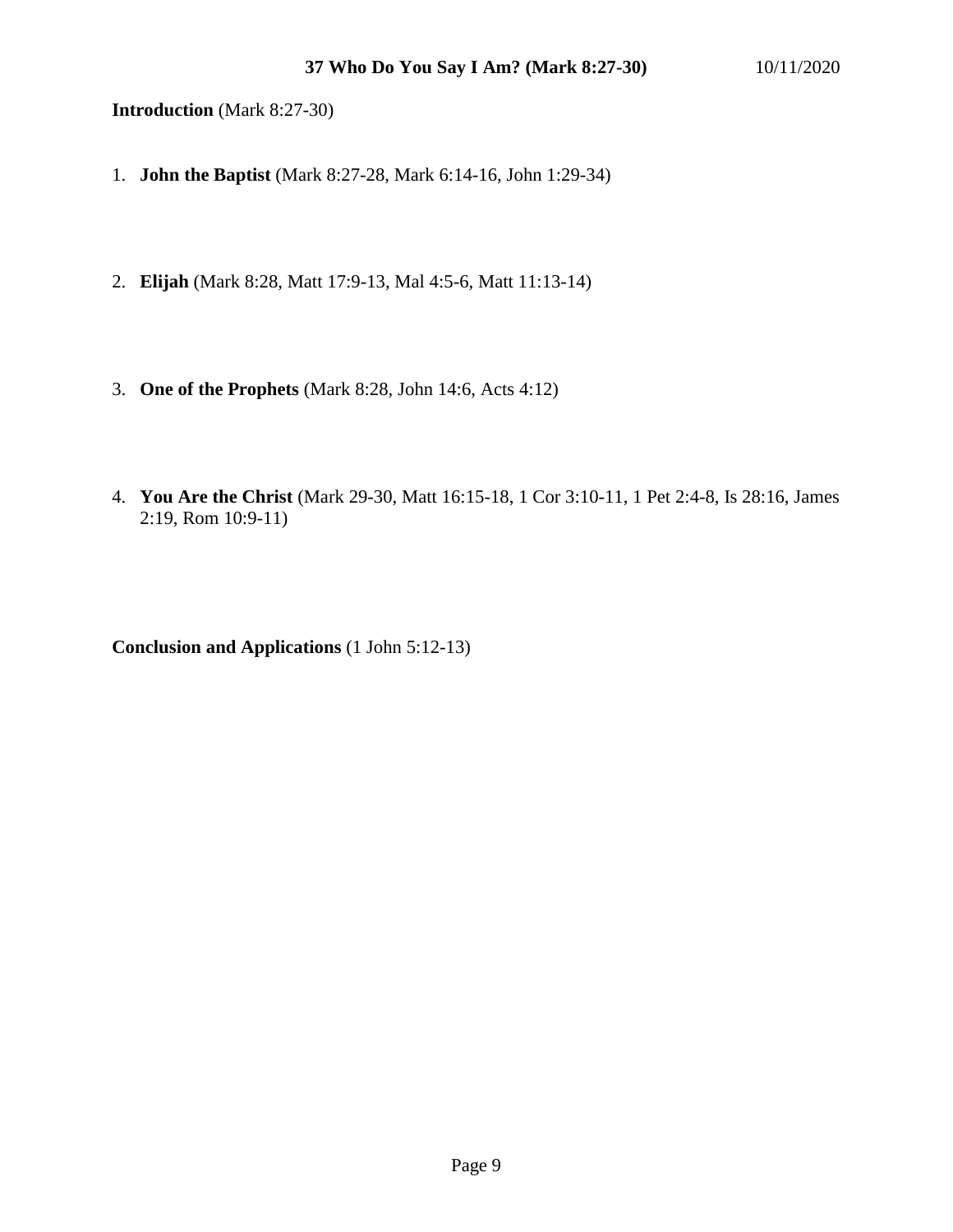# 37 Who Do You Say I Am? (Mark 8:27-30) 10/11/2020

**Introduction** (Mark 8:27-30)

1. **John the Baptist** (Mark 8:27-28, Mark 6:14-16, John 1:29-34)

2. **Elijah** (Mark 8:28, Matt 17:9-13, Mal 4:5-6, Matt 11:13-14)

3. **One of the Prophets** (Mark 8:28, John 14:6, Acts 4:12)

4. **You Are the Christ** (Mark 29-30, Matt 16:15-18, 1 Cor 3:10-11, 1 Pet 2:4-8, Is 28:16, James 2:19, Rom 10:9-11)

**Conclusion and Applications** (1 John 5:12-13)